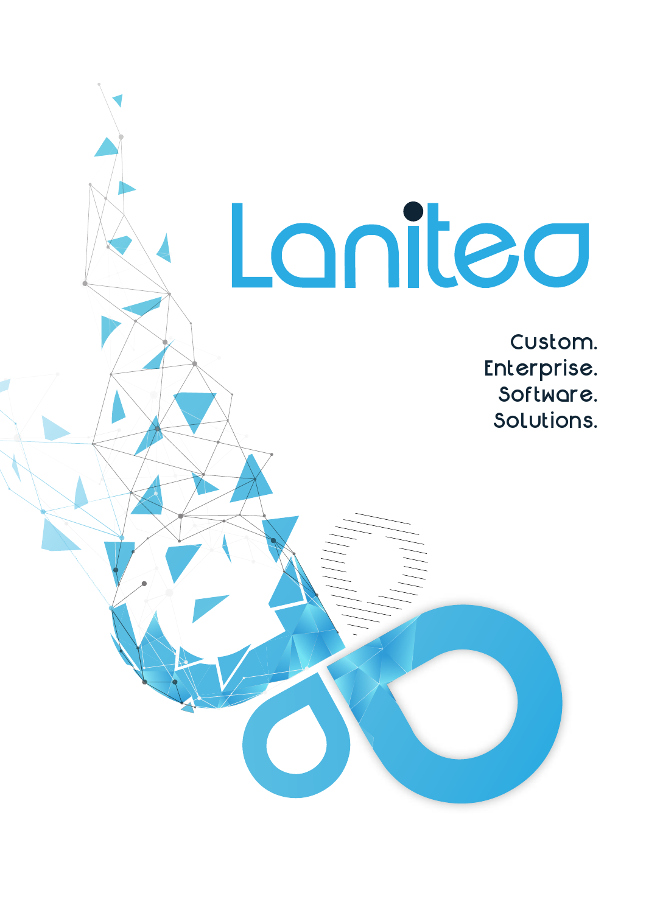# Lanitea

Custom.
Enterprise.
Software.
Solutions.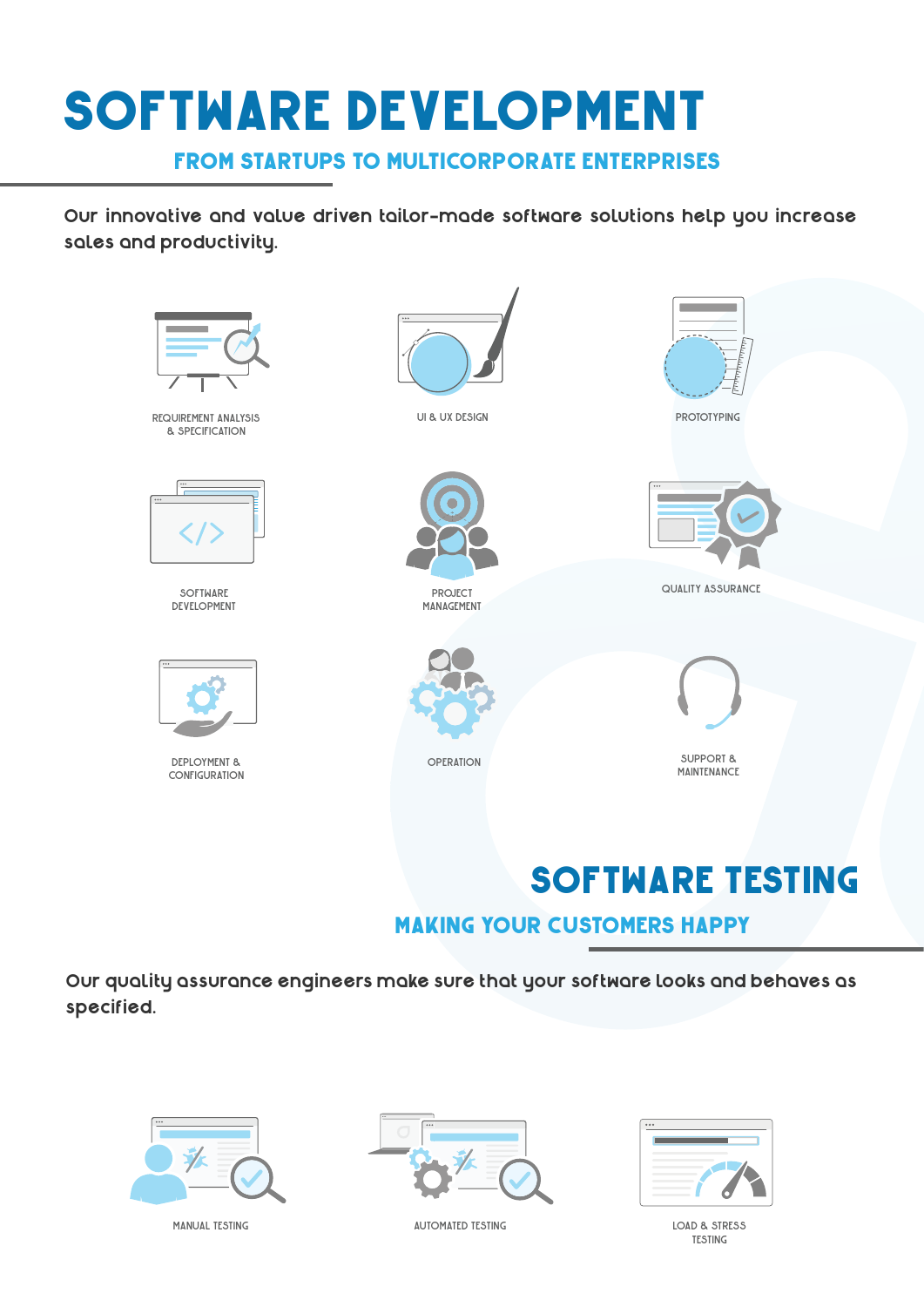# SOFTWARE DEVELOPMENT

## FROM STARTUPS TO MULTICORPORATE ENTERPRISES

Our innovative and value driven tailor-made software solutions help you increase sales and productivity.

REQUIREMENT ANALYSIS & SPECIFICATION

UI & UX DESIGN

PROTOTYPING

SOFTWARE DEVELOPMENT

PROJECT MANAGEMENT

QUALITY ASSURANCE

DEPLOYMENT & CONFIGURATION

OPERATION

SUPPORT & MAINTENANCE

# SOFTWARE TESTING

## MAKING YOUR CUSTOMERS HAPPY

Our quality assurance engineers make sure that your software looks and behaves as specified.

MANUAL TESTING

AUTOMATED TESTING

LOAD & STRESS TESTING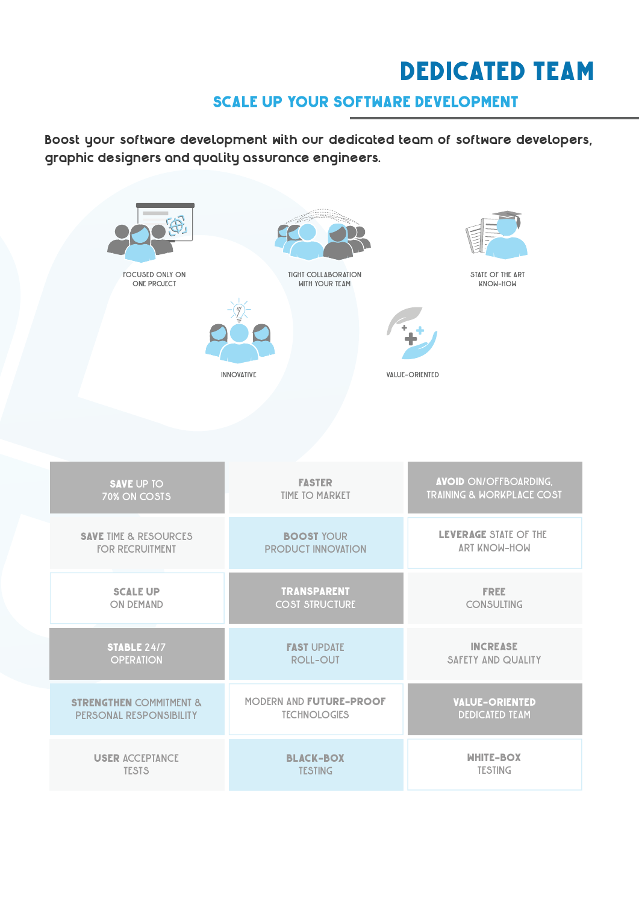# DEDICATED TEAM

## SCALE UP YOUR SOFTWARE DEVELOPMENT

Boost your software development with our dedicated team of software developers, graphic designers and quality assurance engineers.

FOCUSED ONLY ON ONE PROJECT

TIGHT COLLABORATION WITH YOUR TEAM

STATE OF THE ART KNOW-HOW

INNOVATIVE

VALUE-ORIENTED

| | | |
|---|---|---|
| **SAVE** UP TO 70% ON COSTS | **FASTER** TIME TO MARKET | **AVOID** ON/OFFBOARDING, TRAINING & WORKPLACE COST |
| **SAVE** TIME & RESOURCES FOR RECRUITMENT | **BOOST** YOUR PRODUCT INNOVATION | **LEVERAGE** STATE OF THE ART KNOW-HOW |
| **SCALE UP** ON DEMAND | **TRANSPARENT** COST STRUCTURE | **FREE** CONSULTING |
| **STABLE** 24/7 OPERATION | **FAST** UPDATE ROLL-OUT | **INCREASE** SAFETY AND QUALITY |
| **STRENGTHEN** COMMITMENT & PERSONAL RESPONSIBILITY | MODERN AND **FUTURE-PROOF** TECHNOLOGIES | **VALUE-ORIENTED** DEDICATED TEAM |
| **USER** ACCEPTANCE TESTS | **BLACK-BOX** TESTING | **WHITE-BOX** TESTING |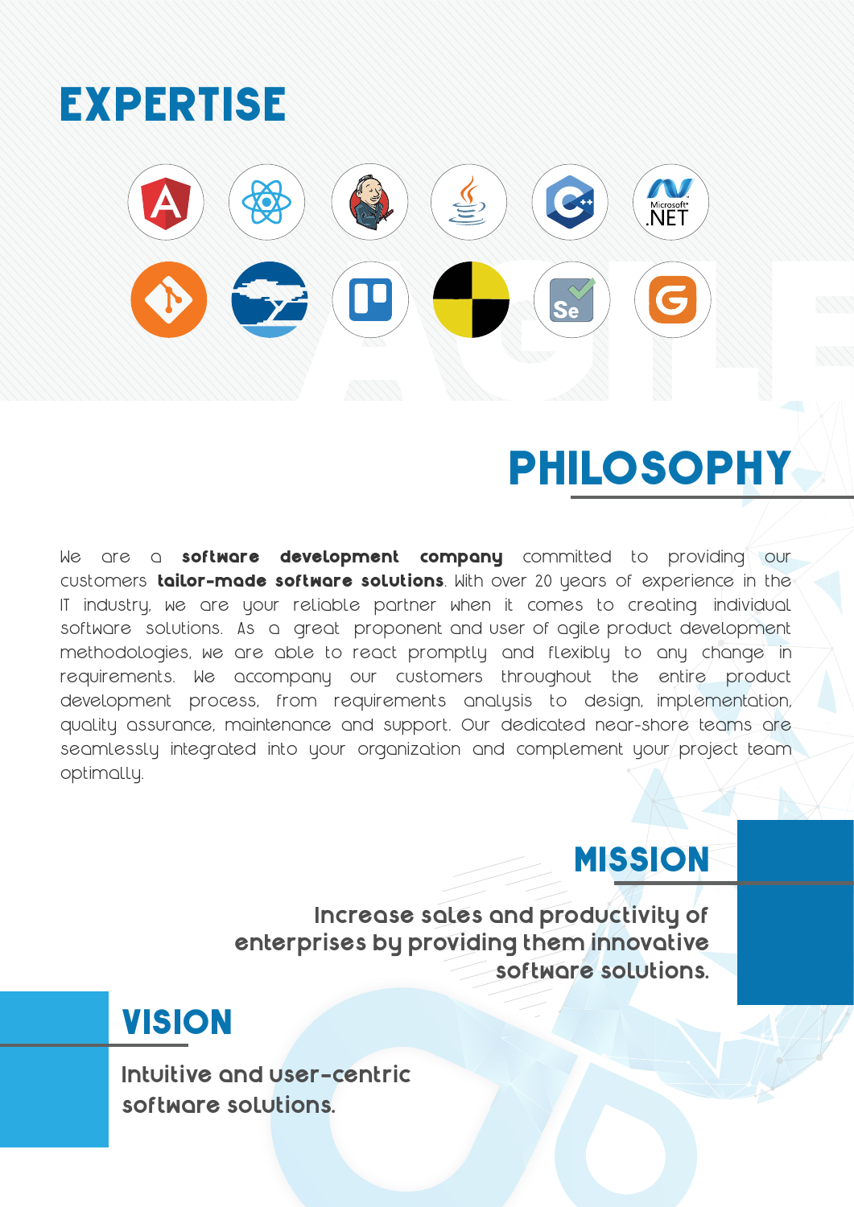# EXPERTISE

# PHILOSOPHY

We are a **software development company** committed to providing our customers **tailor-made software solutions**. With over 20 years of experience in the IT industry, we are your reliable partner when it comes to creating individual software solutions. As a great proponent and user of agile product development methodologies, we are able to react promptly and flexibly to any change in requirements. We accompany our customers throughout the entire product development process, from requirements analysis to design, implementation, quality assurance, maintenance and support. Our dedicated near-shore teams are seamlessly integrated into your organization and complement your project team optimally.

# MISSION

**Increase sales and productivity of enterprises by providing them innovative software solutions.**

# VISION

**Intuitive and user-centric software solutions.**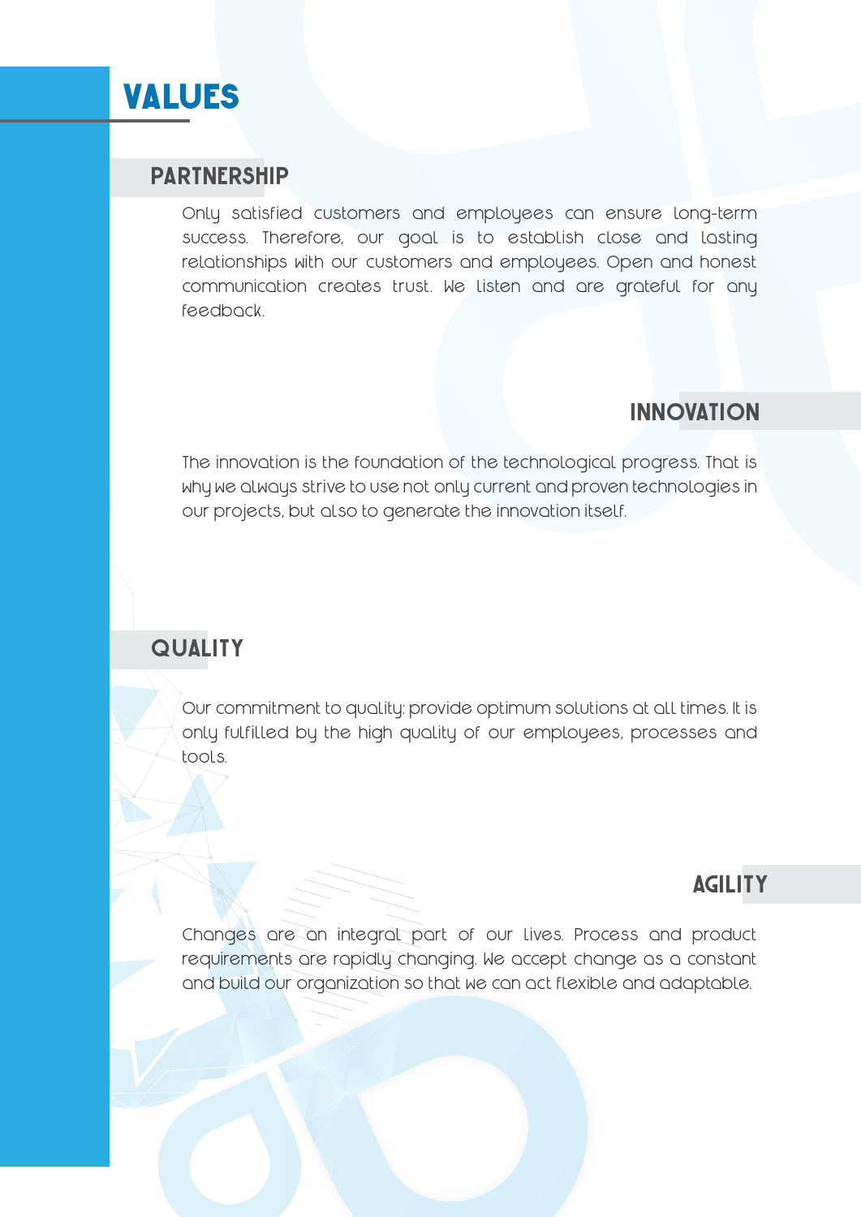# VALUES

## PARTNERSHIP

Only satisfied customers and employees can ensure long-term success. Therefore, our goal is to establish close and lasting relationships with our customers and employees. Open and honest communication creates trust. We listen and are grateful for any feedback.

## INNOVATION

The innovation is the foundation of the technological progress. That is why we always strive to use not only current and proven technologies in our projects, but also to generate the innovation itself.

## QUALITY

Our commitment to quality: provide optimum solutions at all times. It is only fulfilled by the high quality of our employees, processes and tools.

## AGILITY

Changes are an integral part of our lives. Process and product requirements are rapidly changing. We accept change as a constant and build our organization so that we can act flexible and adaptable.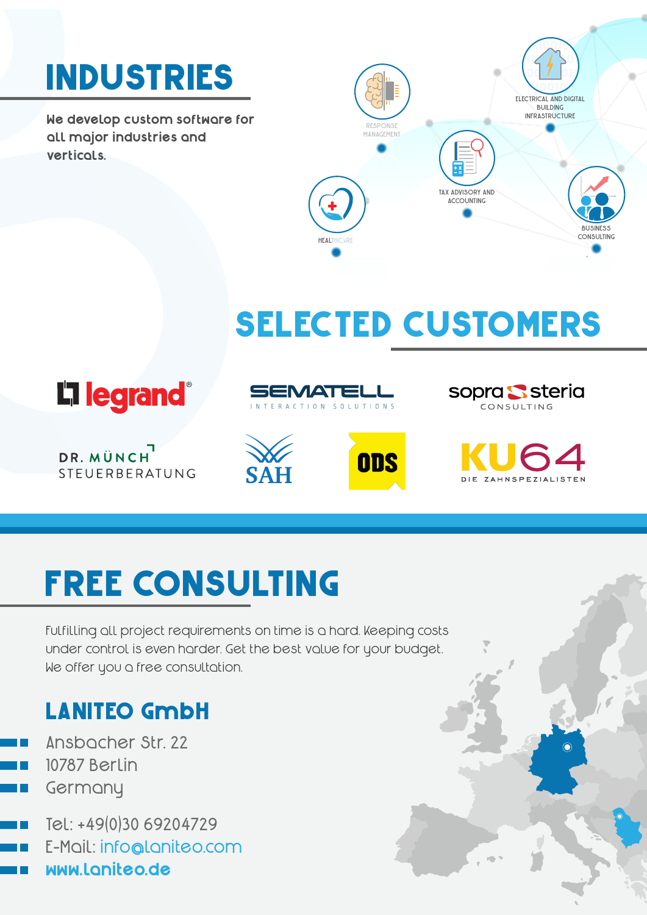# INDUSTRIES

We develop custom software for all major industries and verticals.

RESPONSE MANAGEMENT

ELECTRICAL AND DIGITAL BUILDING INFRASTRUCTURE

TAX ADVISORY AND ACCOUNTING

HEALTHCARE

BUSINESS CONSULTING

# SELECTED CUSTOMERS

legrand®

SEMATELL INTERACTION SOLUTIONS

sopra steria CONSULTING

DR. MÜNCH STEUERBERATUNG

SAH

ODS

KU64 DIE ZAHNSPEZIALISTEN

# FREE CONSULTING

Fulfilling all project requirements on time is a hard. Keeping costs under control is even harder. Get the best value for your budget. We offer you a free consultation.

## LANITEO GmbH

Ansbacher Str. 22
10787 Berlin
Germany

Tel: +49(0)30 69204729
E-Mail: info@laniteo.com
www.laniteo.de